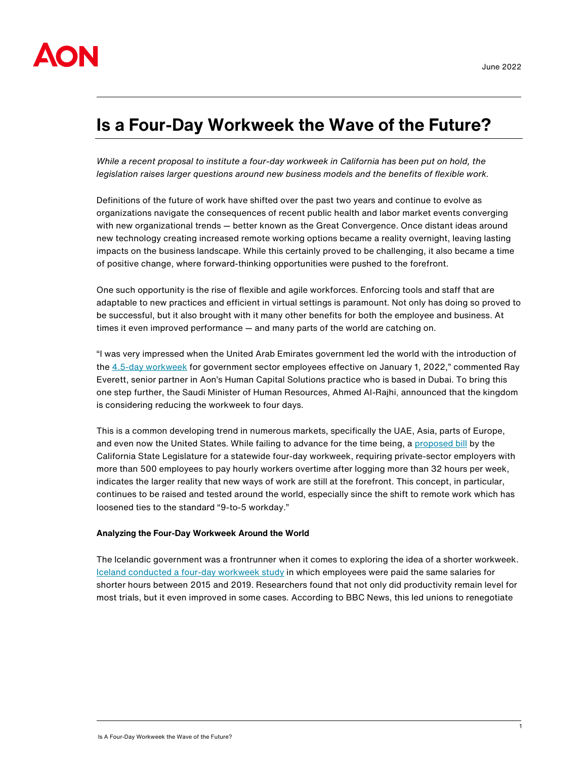June 2022

# Is a Four-Day Workweek the Wave of the Future?

*While a recent proposal to institute a four-day workweek in California has been put on hold, the legislation raises larger questions around new business models and the benefits of flexible work.*

Definitions of the future of work have shifted over the past two years and continue to evolve as organizations navigate the consequences of recent public health and labor market events converging with new organizational trends — better known as the Great Convergence. Once distant ideas around new technology creating increased remote working options became a reality overnight, leaving lasting impacts on the business landscape. While this certainly proved to be challenging, it also became a time of positive change, where forward-thinking opportunities were pushed to the forefront.

One such opportunity is the rise of flexible and agile workforces. Enforcing tools and staff that are adaptable to new practices and efficient in virtual settings is paramount. Not only has doing so proved to be successful, but it also brought with it many other benefits for both the employee and business. At times it even improved performance — and many parts of the world are catching on.

"I was very impressed when the United Arab Emirates government led the world with the introduction of the 4.5-day workweek for government sector employees effective on January 1, 2022," commented Ray Everett, senior partner in Aon's Human Capital Solutions practice who is based in Dubai. To bring this one step further, the Saudi Minister of Human Resources, Ahmed Al-Rajhi, announced that the kingdom is considering reducing the workweek to four days.

This is a common developing trend in numerous markets, specifically the UAE, Asia, parts of Europe, and even now the United States. While failing to advance for the time being, a proposed bill by the California State Legislature for a statewide four-day workweek, requiring private-sector employers with more than 500 employees to pay hourly workers overtime after logging more than 32 hours per week, indicates the larger reality that new ways of work are still at the forefront. This concept, in particular, continues to be raised and tested around the world, especially since the shift to remote work which has loosened ties to the standard "9-to-5 workday."

**Analyzing the Four-Day Workweek Around the World**

The Icelandic government was a frontrunner when it comes to exploring the idea of a shorter workweek. Iceland conducted a four-day workweek study in which employees were paid the same salaries for shorter hours between 2015 and 2019. Researchers found that not only did productivity remain level for most trials, but it even improved in some cases. According to BBC News, this led unions to renegotiate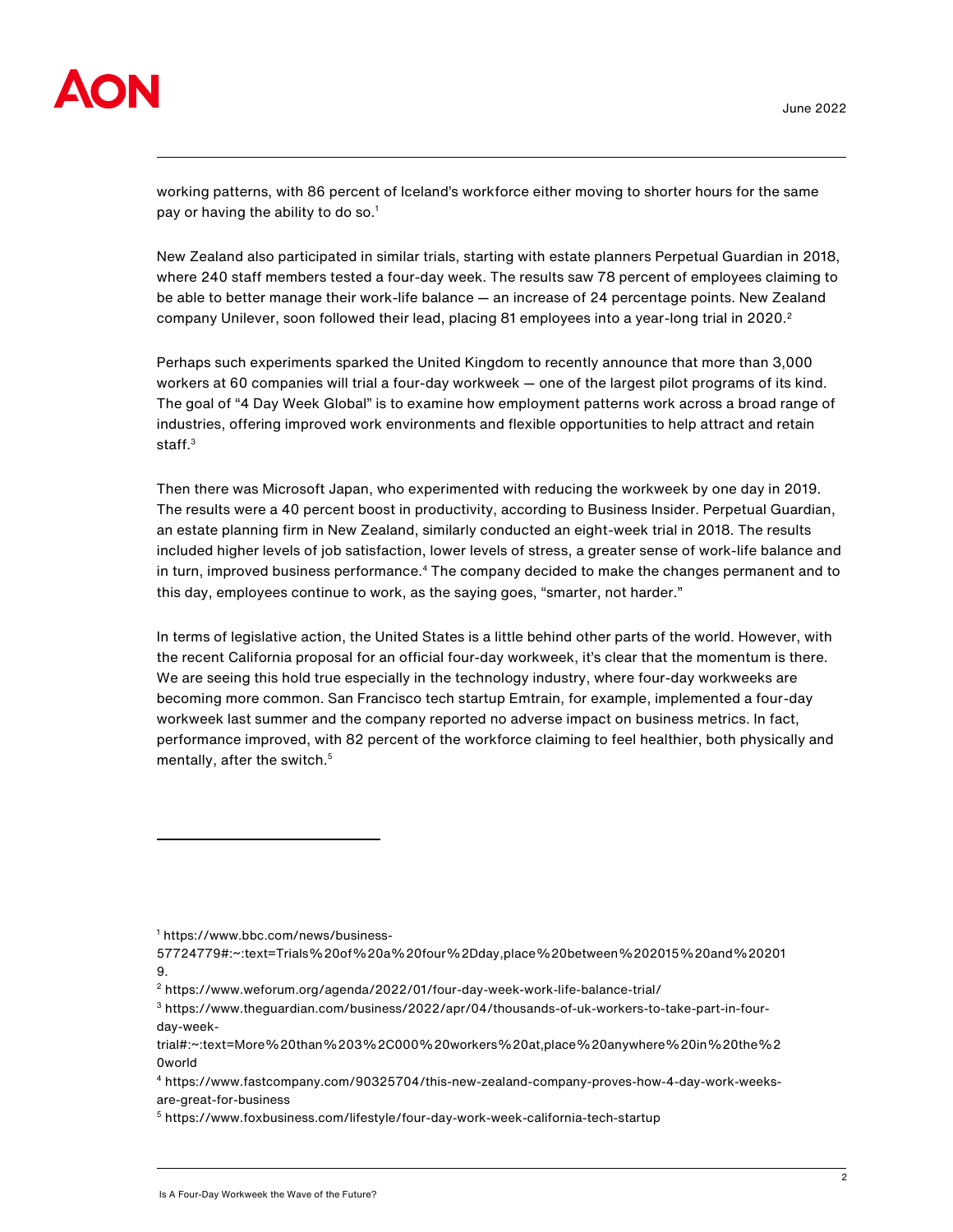working patterns, with 86 percent of Iceland's workforce either moving to shorter hours for the same pay or having the ability to do so.[1]

New Zealand also participated in similar trials, starting with estate planners Perpetual Guardian in 2018, where 240 staff members tested a four-day week. The results saw 78 percent of employees claiming to be able to better manage their work-life balance — an increase of 24 percentage points. New Zealand company Unilever, soon followed their lead, placing 81 employees into a year-long trial in 2020.[2]

Perhaps such experiments sparked the United Kingdom to recently announce that more than 3,000 workers at 60 companies will trial a four-day workweek — one of the largest pilot programs of its kind. The goal of "4 Day Week Global" is to examine how employment patterns work across a broad range of industries, offering improved work environments and flexible opportunities to help attract and retain staff.[3]

Then there was Microsoft Japan, who experimented with reducing the workweek by one day in 2019. The results were a 40 percent boost in productivity, according to Business Insider. Perpetual Guardian, an estate planning firm in New Zealand, similarly conducted an eight-week trial in 2018. The results included higher levels of job satisfaction, lower levels of stress, a greater sense of work-life balance and in turn, improved business performance.[4] The company decided to make the changes permanent and to this day, employees continue to work, as the saying goes, "smarter, not harder."

In terms of legislative action, the United States is a little behind other parts of the world. However, with the recent California proposal for an official four-day workweek, it's clear that the momentum is there. We are seeing this hold true especially in the technology industry, where four-day workweeks are becoming more common. San Francisco tech startup Emtrain, for example, implemented a four-day workweek last summer and the company reported no adverse impact on business metrics. In fact, performance improved, with 82 percent of the workforce claiming to feel healthier, both physically and mentally, after the switch.[5]

---

[1] https://www.bbc.com/news/business-57724779#:~:text=Trials%20of%20a%20four%2Dday,place%20between%202015%20and%202019.

[2] https://www.weforum.org/agenda/2022/01/four-day-week-work-life-balance-trial/

[3] https://www.theguardian.com/business/2022/apr/04/thousands-of-uk-workers-to-take-part-in-four-day-week-trial#:~:text=More%20than%203%2C000%20workers%20at,place%20anywhere%20in%20the%20world

[4] https://www.fastcompany.com/90325704/this-new-zealand-company-proves-how-4-day-work-weeks-are-great-for-business

[5] https://www.foxbusiness.com/lifestyle/four-day-work-week-california-tech-startup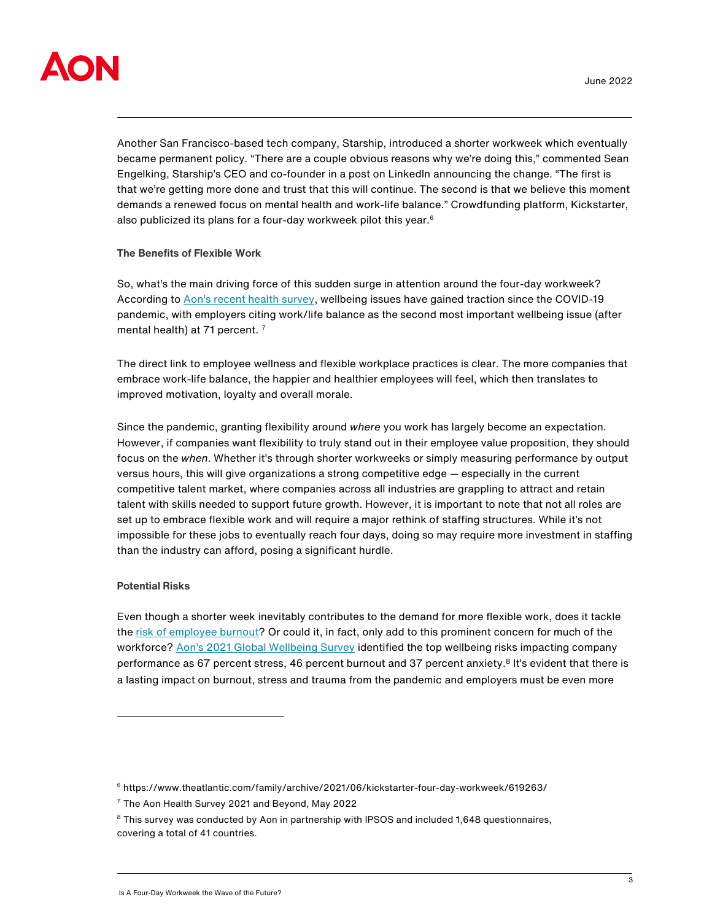Another San Francisco-based tech company, Starship, introduced a shorter workweek which eventually became permanent policy. "There are a couple obvious reasons why we're doing this," commented Sean Engelking, Starship's CEO and co-founder in a post on LinkedIn announcing the change. "The first is that we're getting more done and trust that this will continue. The second is that we believe this moment demands a renewed focus on mental health and work-life balance." Crowdfunding platform, Kickstarter, also publicized its plans for a four-day workweek pilot this year.[6]

**The Benefits of Flexible Work**

So, what's the main driving force of this sudden surge in attention around the four-day workweek? According to Aon's recent health survey, wellbeing issues have gained traction since the COVID-19 pandemic, with employers citing work/life balance as the second most important wellbeing issue (after mental health) at 71 percent. [7]

The direct link to employee wellness and flexible workplace practices is clear. The more companies that embrace work-life balance, the happier and healthier employees will feel, which then translates to improved motivation, loyalty and overall morale.

Since the pandemic, granting flexibility around *where* you work has largely become an expectation. However, if companies want flexibility to truly stand out in their employee value proposition, they should focus on the *when*. Whether it's through shorter workweeks or simply measuring performance by output versus hours, this will give organizations a strong competitive edge — especially in the current competitive talent market, where companies across all industries are grappling to attract and retain talent with skills needed to support future growth. However, it is important to note that not all roles are set up to embrace flexible work and will require a major rethink of staffing structures. While it's not impossible for these jobs to eventually reach four days, doing so may require more investment in staffing than the industry can afford, posing a significant hurdle.

**Potential Risks**

Even though a shorter week inevitably contributes to the demand for more flexible work, does it tackle the risk of employee burnout? Or could it, in fact, only add to this prominent concern for much of the workforce? Aon's 2021 Global Wellbeing Survey identified the top wellbeing risks impacting company performance as 67 percent stress, 46 percent burnout and 37 percent anxiety.[8] It's evident that there is a lasting impact on burnout, stress and trauma from the pandemic and employers must be even more

---

[6] https://www.theatlantic.com/family/archive/2021/06/kickstarter-four-day-workweek/619263/

[7] The Aon Health Survey 2021 and Beyond, May 2022

[8] This survey was conducted by Aon in partnership with IPSOS and included 1,648 questionnaires, covering a total of 41 countries.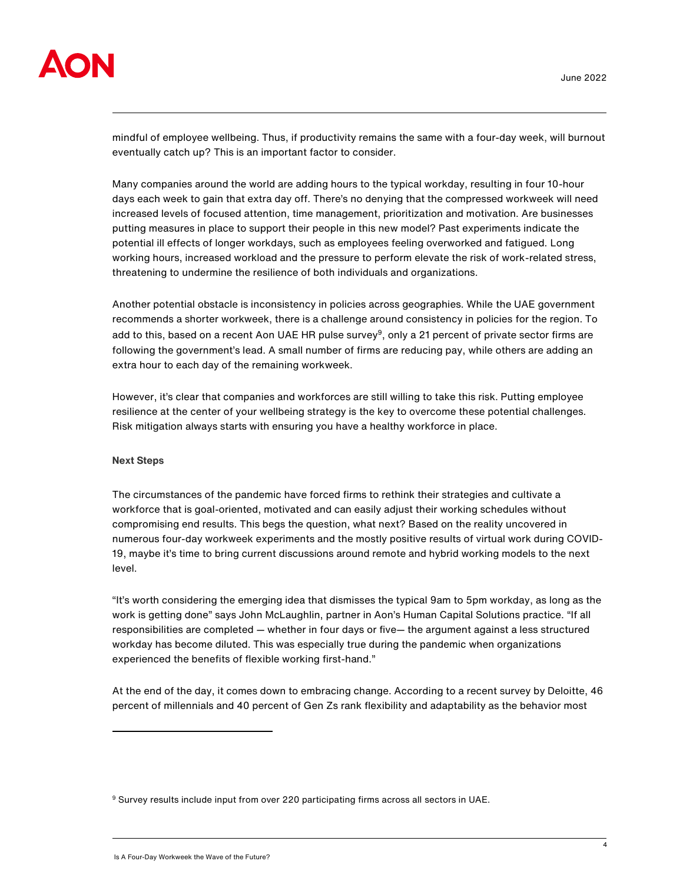mindful of employee wellbeing. Thus, if productivity remains the same with a four-day week, will burnout eventually catch up? This is an important factor to consider.

Many companies around the world are adding hours to the typical workday, resulting in four 10-hour days each week to gain that extra day off. There's no denying that the compressed workweek will need increased levels of focused attention, time management, prioritization and motivation. Are businesses putting measures in place to support their people in this new model? Past experiments indicate the potential ill effects of longer workdays, such as employees feeling overworked and fatigued. Long working hours, increased workload and the pressure to perform elevate the risk of work-related stress, threatening to undermine the resilience of both individuals and organizations.

Another potential obstacle is inconsistency in policies across geographies. While the UAE government recommends a shorter workweek, there is a challenge around consistency in policies for the region. To add to this, based on a recent Aon UAE HR pulse survey[9], only a 21 percent of private sector firms are following the government's lead. A small number of firms are reducing pay, while others are adding an extra hour to each day of the remaining workweek.

However, it's clear that companies and workforces are still willing to take this risk. Putting employee resilience at the center of your wellbeing strategy is the key to overcome these potential challenges. Risk mitigation always starts with ensuring you have a healthy workforce in place.

**Next Steps**

The circumstances of the pandemic have forced firms to rethink their strategies and cultivate a workforce that is goal-oriented, motivated and can easily adjust their working schedules without compromising end results. This begs the question, what next? Based on the reality uncovered in numerous four-day workweek experiments and the mostly positive results of virtual work during COVID-19, maybe it's time to bring current discussions around remote and hybrid working models to the next level.

"It's worth considering the emerging idea that dismisses the typical 9am to 5pm workday, as long as the work is getting done" says John McLaughlin, partner in Aon's Human Capital Solutions practice. "If all responsibilities are completed — whether in four days or five— the argument against a less structured workday has become diluted. This was especially true during the pandemic when organizations experienced the benefits of flexible working first-hand."

At the end of the day, it comes down to embracing change. According to a recent survey by Deloitte, 46 percent of millennials and 40 percent of Gen Zs rank flexibility and adaptability as the behavior most

[9] Survey results include input from over 220 participating firms across all sectors in UAE.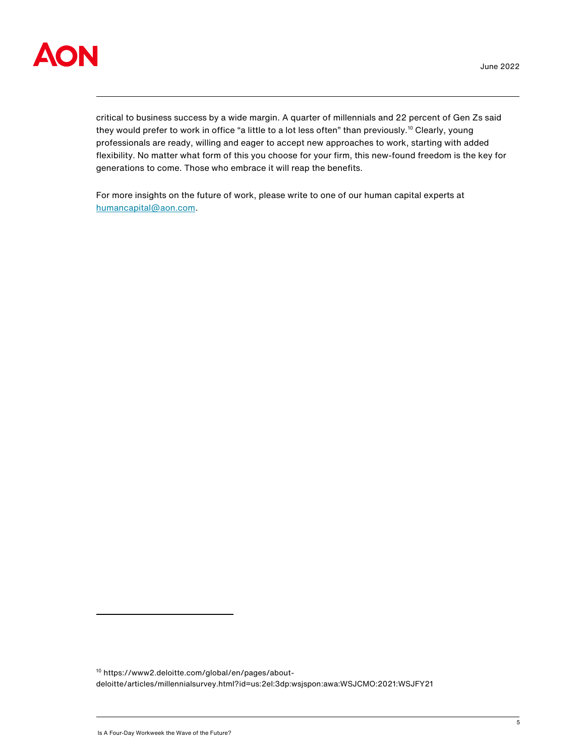critical to business success by a wide margin. A quarter of millennials and 22 percent of Gen Zs said they would prefer to work in office "a little to a lot less often" than previously.[10] Clearly, young professionals are ready, willing and eager to accept new approaches to work, starting with added flexibility. No matter what form of this you choose for your firm, this new-found freedom is the key for generations to come. Those who embrace it will reap the benefits.

For more insights on the future of work, please write to one of our human capital experts at [humancapital@aon.com](mailto:humancapital@aon.com).

---

[10] https://www2.deloitte.com/global/en/pages/about-deloitte/articles/millennialsurvey.html?id=us:2el:3dp:wsjspon:awa:WSJCMO:2021:WSJFY21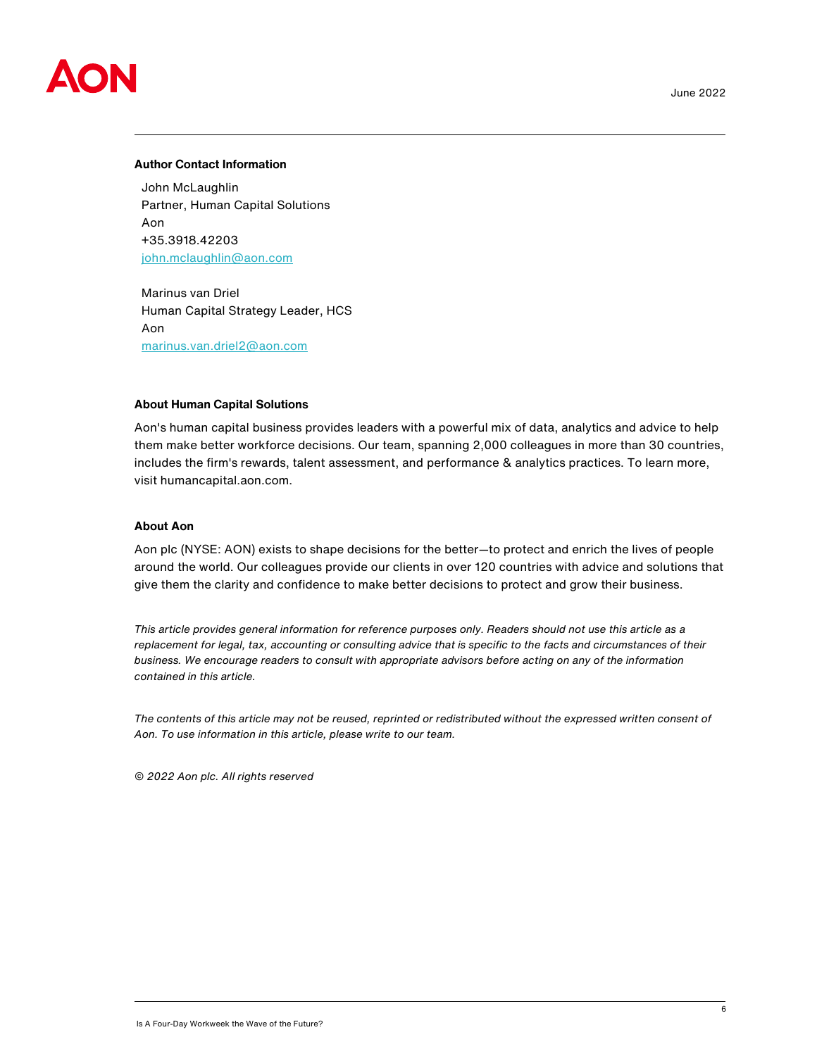**Author Contact Information**

John McLaughlin
Partner, Human Capital Solutions
Aon
+35.3918.42203
john.mclaughlin@aon.com

Marinus van Driel
Human Capital Strategy Leader, HCS
Aon
marinus.van.driel2@aon.com

**About Human Capital Solutions**

Aon's human capital business provides leaders with a powerful mix of data, analytics and advice to help them make better workforce decisions. Our team, spanning 2,000 colleagues in more than 30 countries, includes the firm's rewards, talent assessment, and performance & analytics practices. To learn more, visit humancapital.aon.com.

**About Aon**

Aon plc (NYSE: AON) exists to shape decisions for the better—to protect and enrich the lives of people around the world. Our colleagues provide our clients in over 120 countries with advice and solutions that give them the clarity and confidence to make better decisions to protect and grow their business.

*This article provides general information for reference purposes only. Readers should not use this article as a replacement for legal, tax, accounting or consulting advice that is specific to the facts and circumstances of their business. We encourage readers to consult with appropriate advisors before acting on any of the information contained in this article.*

*The contents of this article may not be reused, reprinted or redistributed without the expressed written consent of Aon. To use information in this article, please write to our team.*

*© 2022 Aon plc. All rights reserved*